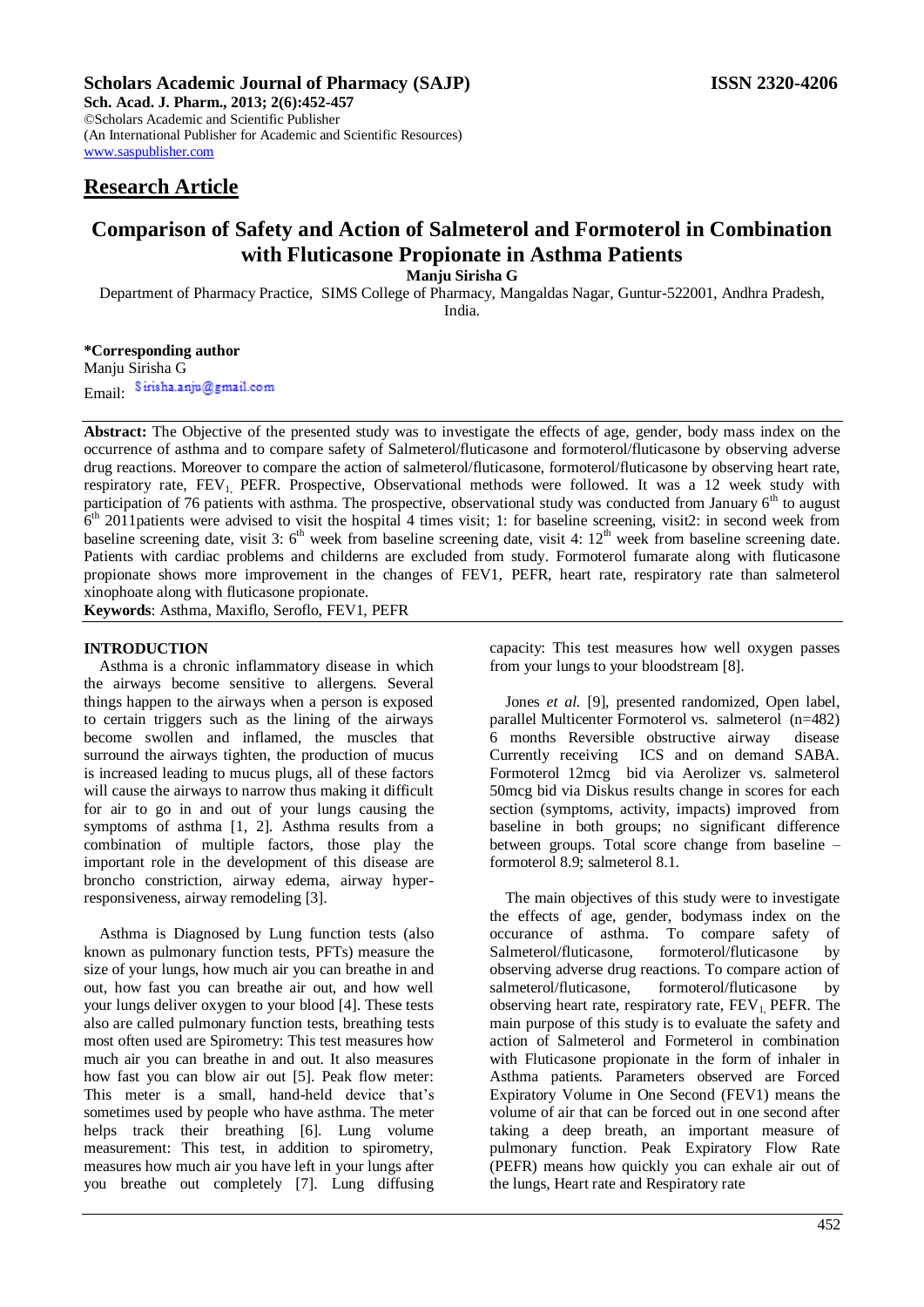**Scholars Academic Journal of Pharmacy (SAJP)** **ISSN 2320-4206**

**Sch. Acad. J. Pharm., 2013; 2(6):452-457**
©Scholars Academic and Scientific Publisher
(An International Publisher for Academic and Scientific Resources)
www.saspublisher.com

## Research Article

# Comparison of Safety and Action of Salmeterol and Formoterol in Combination with Fluticasone Propionate in Asthma Patients

**Manju Sirisha G**

Department of Pharmacy Practice, SIMS College of Pharmacy, Mangaldas Nagar, Guntur-522001, Andhra Pradesh, India.

**\*Corresponding author**
Manju Sirisha G
Email: Sirisha.anju@gmail.com

**Abstract:** The Objective of the presented study was to investigate the effects of age, gender, body mass index on the occurrence of asthma and to compare safety of Salmeterol/fluticasone and formoterol/fluticasone by observing adverse drug reactions. Moreover to compare the action of salmeterol/fluticasone, formoterol/fluticasone by observing heart rate, respiratory rate, $FEV_1$, PEFR. Prospective, Observational methods were followed. It was a 12 week study with participation of 76 patients with asthma. The prospective, observational study was conducted from January 6th to august 6th 2011patients were advised to visit the hospital 4 times visit; 1: for baseline screening, visit2: in second week from baseline screening date, visit 3: 6th week from baseline screening date, visit 4: 12th week from baseline screening date. Patients with cardiac problems and childerns are excluded from study. Formoterol fumarate along with fluticasone propionate shows more improvement in the changes of FEV1, PEFR, heart rate, respiratory rate than salmeterol xinophoate along with fluticasone propionate.

**Keywords**: Asthma, Maxiflo, Seroflo, FEV1, PEFR

## INTRODUCTION

Asthma is a chronic inflammatory disease in which the airways become sensitive to allergens. Several things happen to the airways when a person is exposed to certain triggers such as the lining of the airways become swollen and inflamed, the muscles that surround the airways tighten, the production of mucus is increased leading to mucus plugs, all of these factors will cause the airways to narrow thus making it difficult for air to go in and out of your lungs causing the symptoms of asthma [1, 2]. Asthma results from a combination of multiple factors, those play the important role in the development of this disease are broncho constriction, airway edema, airway hyper-responsiveness, airway remodeling [3].

Asthma is Diagnosed by Lung function tests (also known as pulmonary function tests, PFTs) measure the size of your lungs, how much air you can breathe in and out, how fast you can breathe air out, and how well your lungs deliver oxygen to your blood [4]. These tests also are called pulmonary function tests, breathing tests most often used are Spirometry: This test measures how much air you can breathe in and out. It also measures how fast you can blow air out [5]. Peak flow meter: This meter is a small, hand-held device that's sometimes used by people who have asthma. The meter helps track their breathing [6]. Lung volume measurement: This test, in addition to spirometry, measures how much air you have left in your lungs after you breathe out completely [7]. Lung diffusing capacity: This test measures how well oxygen passes from your lungs to your bloodstream [8].

Jones *et al.* [9], presented randomized, Open label, parallel Multicenter Formoterol vs. salmeterol (n=482) 6 months Reversible obstructive airway disease Currently receiving ICS and on demand SABA. Formoterol 12mcg bid via Aerolizer vs. salmeterol 50mcg bid via Diskus results change in scores for each section (symptoms, activity, impacts) improved from baseline in both groups; no significant difference between groups. Total score change from baseline – formoterol 8.9; salmeterol 8.1.

The main objectives of this study were to investigate the effects of age, gender, bodymass index on the occurance of asthma. To compare safety of Salmeterol/fluticasone, formoterol/fluticasone by observing adverse drug reactions. To compare action of salmeterol/fluticasone, formoterol/fluticasone by observing heart rate, respiratory rate, $FEV_1$, PEFR. The main purpose of this study is to evaluate the safety and action of Salmeterol and Formeterol in combination with Fluticasone propionate in the form of inhaler in Asthma patients. Parameters observed are Forced Expiratory Volume in One Second (FEV1) means the volume of air that can be forced out in one second after taking a deep breath, an important measure of pulmonary function. Peak Expiratory Flow Rate (PEFR) means how quickly you can exhale air out of the lungs, Heart rate and Respiratory rate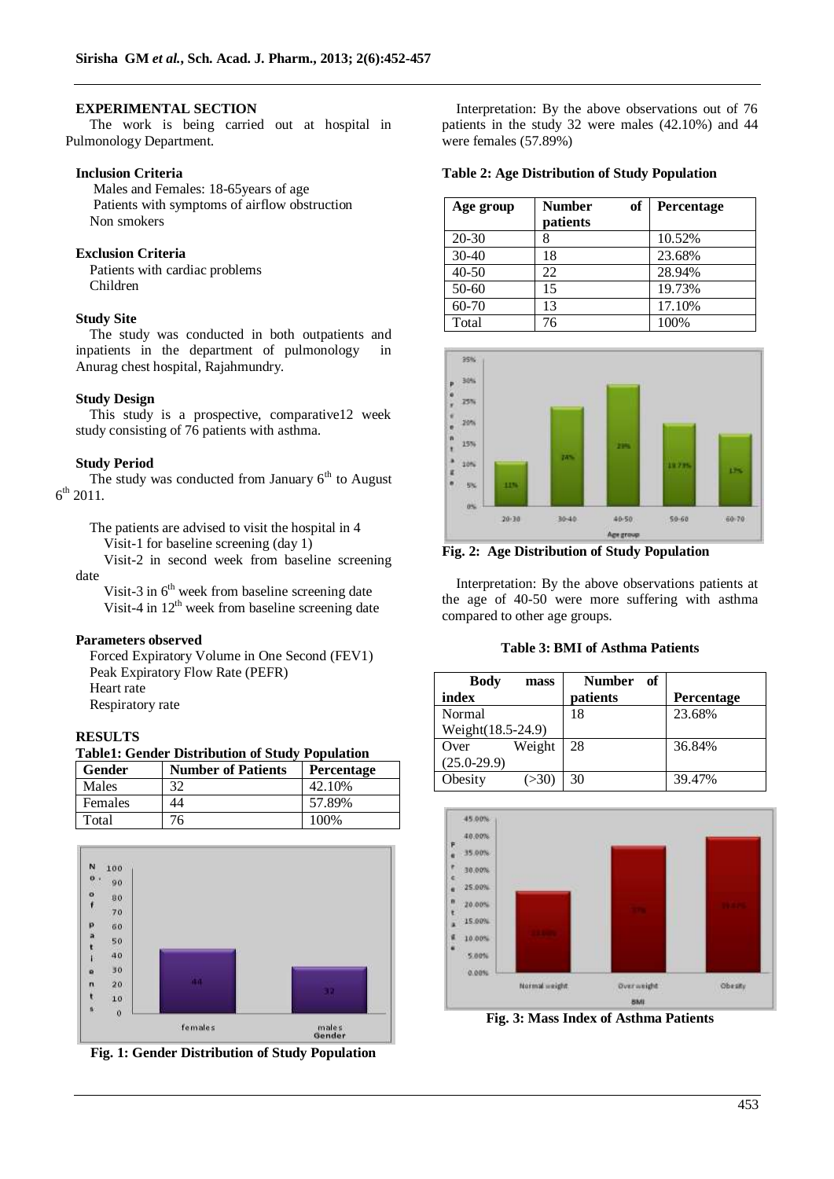### EXPERIMENTAL SECTION

The work is being carried out at hospital in Pulmonology Department.

#### Inclusion Criteria

Males and Females: 18-65years of age
Patients with symptoms of airflow obstruction
Non smokers

#### Exclusion Criteria

Patients with cardiac problems
Children

#### Study Site

The study was conducted in both outpatients and inpatients in the department of pulmonology in Anurag chest hospital, Rajahmundry.

#### Study Design

This study is a prospective, comparative12 week study consisting of 76 patients with asthma.

#### Study Period

The study was conducted from January 6th to August 6th 2011.

The patients are advised to visit the hospital in 4
Visit-1 for baseline screening (day 1)
Visit-2 in second week from baseline screening date
Visit-3 in 6th week from baseline screening date
Visit-4 in 12th week from baseline screening date

#### Parameters observed

Forced Expiratory Volume in One Second (FEV1)
Peak Expiratory Flow Rate (PEFR)
Heart rate
Respiratory rate

### RESULTS

**Table1: Gender Distribution of Study Population**

| Gender | Number of Patients | Percentage |
|---|---|---|
| Males | 32 | 42.10% |
| Females | 44 | 57.89% |
| Total | 76 | 100% |

**Fig. 1: Gender Distribution of Study Population**

Interpretation: By the above observations out of 76 patients in the study 32 were males (42.10%) and 44 were females (57.89%)

**Table 2: Age Distribution of Study Population**

| Age group | Number of patients | Percentage |
|---|---|---|
| 20-30 | 8 | 10.52% |
| 30-40 | 18 | 23.68% |
| 40-50 | 22 | 28.94% |
| 50-60 | 15 | 19.73% |
| 60-70 | 13 | 17.10% |
| Total | 76 | 100% |

**Fig. 2: Age Distribution of Study Population**

Interpretation: By the above observations patients at the age of 40-50 were more suffering with asthma compared to other age groups.

**Table 3: BMI of Asthma Patients**

| Body mass index | Number of patients | Percentage |
|---|---|---|
| Normal Weight(18.5-24.9) | 18 | 23.68% |
| Over Weight (25.0-29.9) | 28 | 36.84% |
| Obesity (>30) | 30 | 39.47% |

**Fig. 3: Mass Index of Asthma Patients**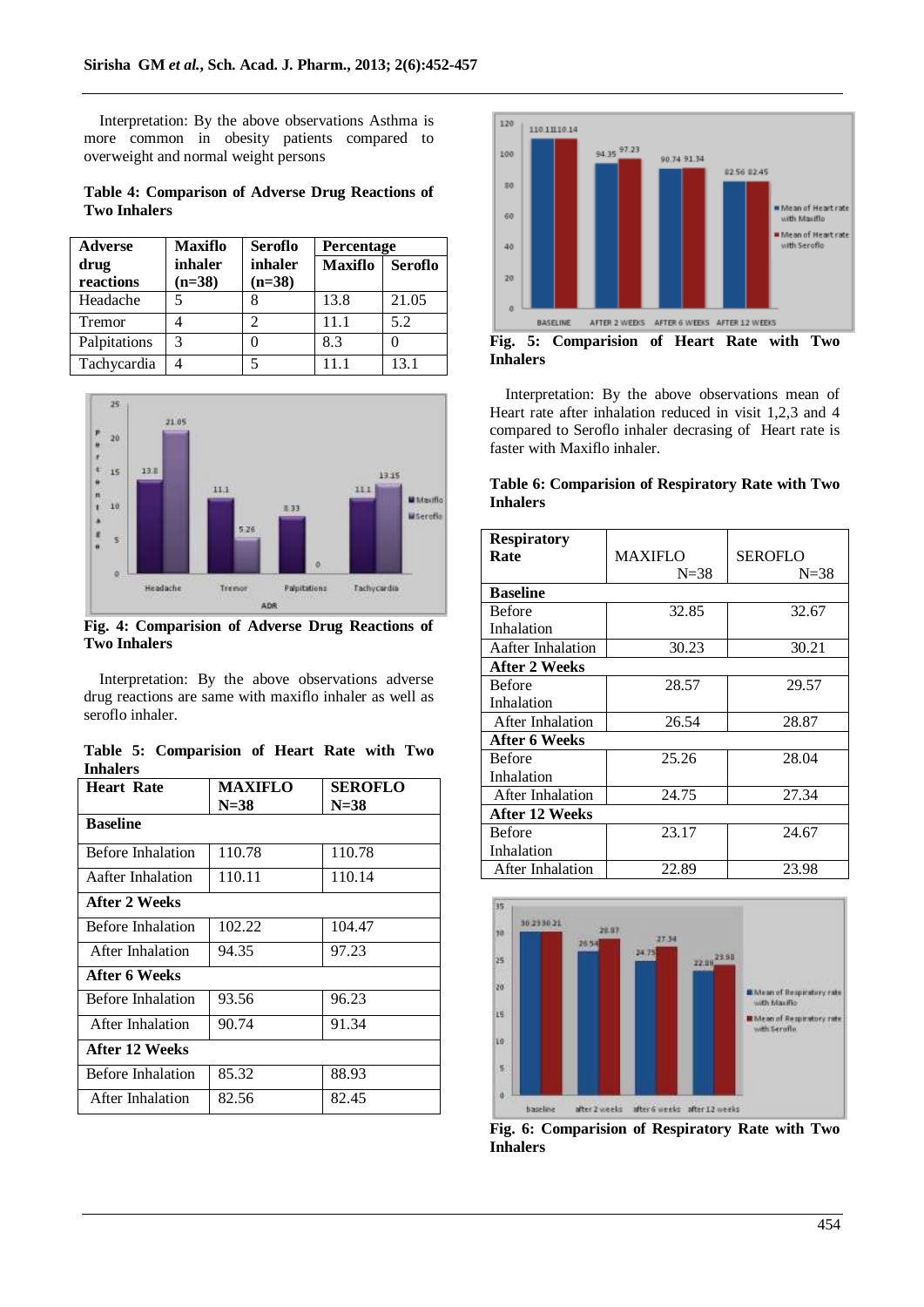Interpretation: By the above observations Asthma is more common in obesity patients compared to overweight and normal weight persons

**Table 4: Comparison of Adverse Drug Reactions of Two Inhalers**

| Adverse drug reactions | Maxiflo inhaler (n=38) | Seroflo inhaler (n=38) | Percentage | |
|---|---|---|---|---|
| | | | Maxiflo | Seroflo |
| Headache | 5 | 8 | 13.8 | 21.05 |
| Tremor | 4 | 2 | 11.1 | 5.2 |
| Palpitations | 3 | 0 | 8.3 | 0 |
| Tachycardia | 4 | 5 | 11.1 | 13.1 |

**Fig. 4: Comparision of Adverse Drug Reactions of Two Inhalers**

Interpretation: By the above observations adverse drug reactions are same with maxiflo inhaler as well as seroflo inhaler.

**Table 5: Comparision of Heart Rate with Two Inhalers**

| Heart Rate | MAXIFLO N=38 | SEROFLO N=38 |
|---|---|---|
| **Baseline** | | |
| Before Inhalation | 110.78 | 110.78 |
| Aafter Inhalation | 110.11 | 110.14 |
| **After 2 Weeks** | | |
| Before Inhalation | 102.22 | 104.47 |
| After Inhalation | 94.35 | 97.23 |
| **After 6 Weeks** | | |
| Before Inhalation | 93.56 | 96.23 |
| After Inhalation | 90.74 | 91.34 |
| **After 12 Weeks** | | |
| Before Inhalation | 85.32 | 88.93 |
| After Inhalation | 82.56 | 82.45 |

**Fig. 5: Comparision of Heart Rate with Two Inhalers**

Interpretation: By the above observations mean of Heart rate after inhalation reduced in visit 1,2,3 and 4 compared to Seroflo inhaler decrasing of Heart rate is faster with Maxiflo inhaler.

**Table 6: Comparision of Respiratory Rate with Two Inhalers**

| Respiratory Rate | MAXIFLO N=38 | SEROFLO N=38 |
|---|---|---|
| **Baseline** | | |
| Before Inhalation | 32.85 | 32.67 |
| Aafter Inhalation | 30.23 | 30.21 |
| **After 2 Weeks** | | |
| Before Inhalation | 28.57 | 29.57 |
| After Inhalation | 26.54 | 28.87 |
| **After 6 Weeks** | | |
| Before Inhalation | 25.26 | 28.04 |
| After Inhalation | 24.75 | 27.34 |
| **After 12 Weeks** | | |
| Before Inhalation | 23.17 | 24.67 |
| After Inhalation | 22.89 | 23.98 |

**Fig. 6: Comparision of Respiratory Rate with Two Inhalers**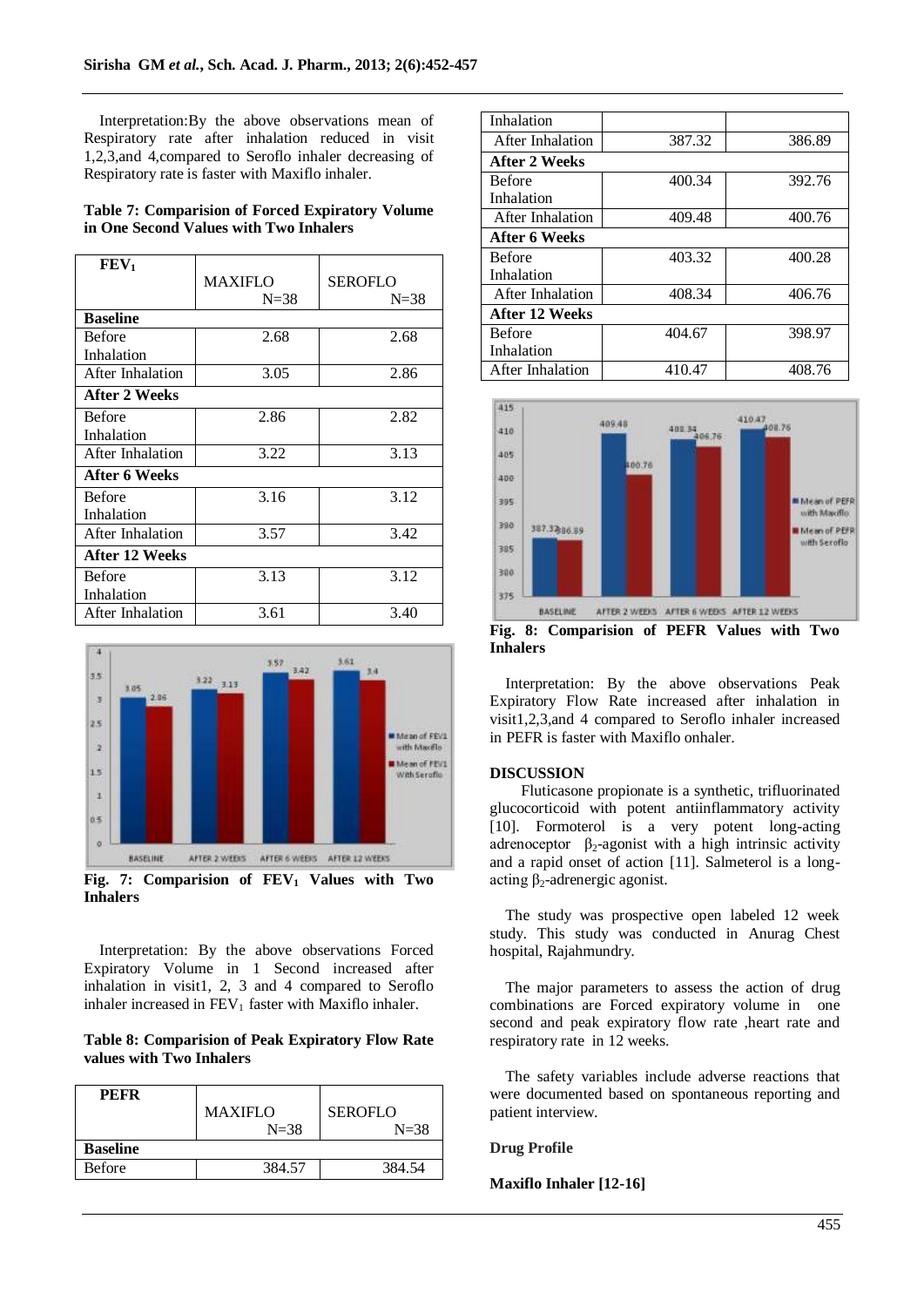Interpretation:By the above observations mean of Respiratory rate after inhalation reduced in visit 1,2,3,and 4,compared to Seroflo inhaler decreasing of Respiratory rate is faster with Maxiflo inhaler.

**Table 7: Comparision of Forced Expiratory Volume in One Second Values with Two Inhalers**

| $FEV_1$ | MAXIFLO N=38 | SEROFLO N=38 |
|---|---|---|
| **Baseline** | | |
| Before Inhalation | 2.68 | 2.68 |
| After Inhalation | 3.05 | 2.86 |
| **After 2 Weeks** | | |
| Before Inhalation | 2.86 | 2.82 |
| After Inhalation | 3.22 | 3.13 |
| **After 6 Weeks** | | |
| Before Inhalation | 3.16 | 3.12 |
| After Inhalation | 3.57 | 3.42 |
| **After 12 Weeks** | | |
| Before Inhalation | 3.13 | 3.12 |
| After Inhalation | 3.61 | 3.40 |

**Fig. 7: Comparision of $FEV_1$ Values with Two Inhalers**

Interpretation: By the above observations Forced Expiratory Volume in 1 Second increased after inhalation in visit1, 2, 3 and 4 compared to Seroflo inhaler increased in $FEV_1$ faster with Maxiflo inhaler.

**Table 8: Comparision of Peak Expiratory Flow Rate values with Two Inhalers**

| PEFR | MAXIFLO N=38 | SEROFLO N=38 |
|---|---|---|
| **Baseline** | | |
| Before Inhalation | 384.57 | 384.54 |
| After Inhalation | 387.32 | 386.89 |
| **After 2 Weeks** | | |
| Before Inhalation | 400.34 | 392.76 |
| After Inhalation | 409.48 | 400.76 |
| **After 6 Weeks** | | |
| Before Inhalation | 403.32 | 400.28 |
| After Inhalation | 408.34 | 406.76 |
| **After 12 Weeks** | | |
| Before Inhalation | 404.67 | 398.97 |
| After Inhalation | 410.47 | 408.76 |

**Fig. 8: Comparision of PEFR Values with Two Inhalers**

Interpretation: By the above observations Peak Expiratory Flow Rate increased after inhalation in visit1,2,3,and 4 compared to Seroflo inhaler increased in PEFR is faster with Maxiflo onhaler.

## DISCUSSION

Fluticasone propionate is a synthetic, trifluorinated glucocorticoid with potent antiinflammatory activity [10]. Formoterol is a very potent long-acting adrenoceptor $\beta_2$-agonist with a high intrinsic activity and a rapid onset of action [11]. Salmeterol is a long-acting $\beta_2$-adrenergic agonist.

The study was prospective open labeled 12 week study. This study was conducted in Anurag Chest hospital, Rajahmundry.

The major parameters to assess the action of drug combinations are Forced expiratory volume in one second and peak expiratory flow rate ,heart rate and respiratory rate in 12 weeks.

The safety variables include adverse reactions that were documented based on spontaneous reporting and patient interview.

### Drug Profile

#### Maxiflo Inhaler [12-16]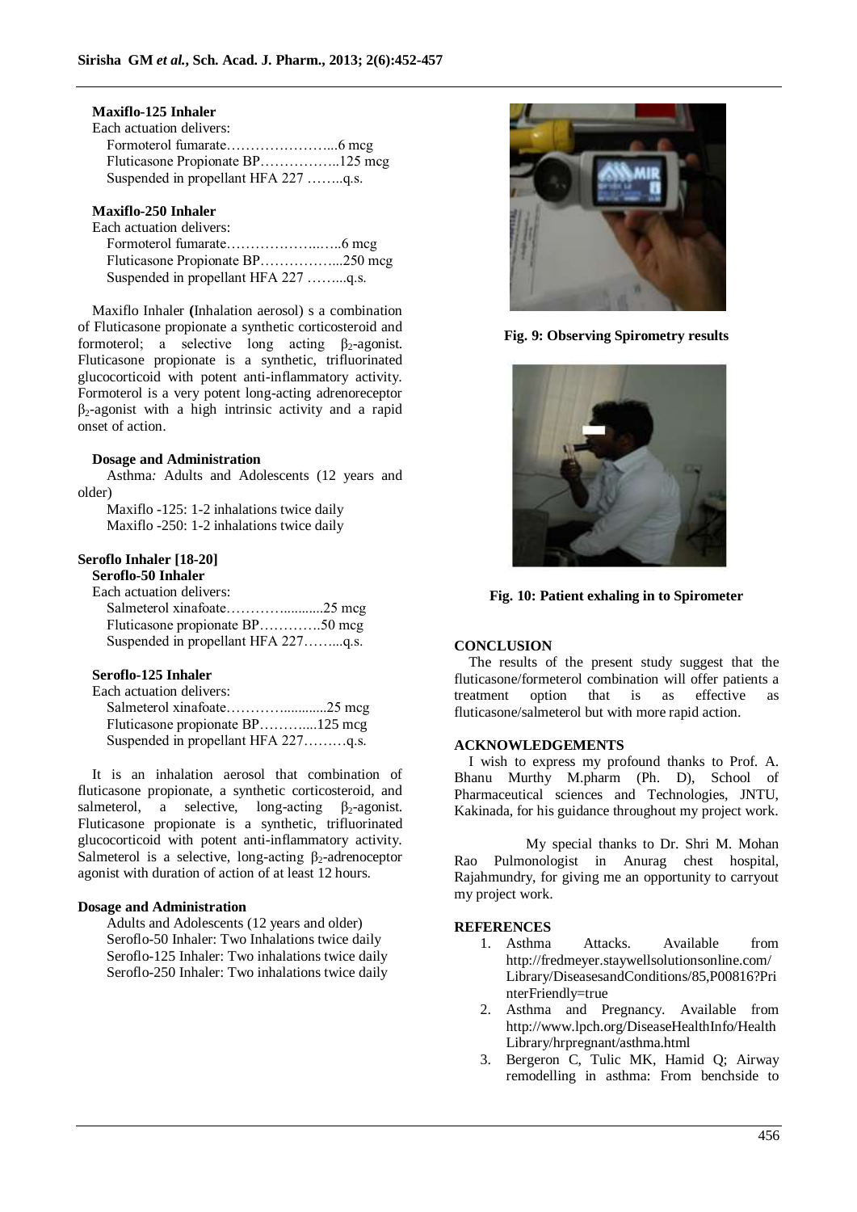**Maxiflo-125 Inhaler**

Each actuation delivers:

Formoterol fumarate…………………...6 mcg
Fluticasone Propionate BP……………..125 mcg
Suspended in propellant HFA 227 ……..q.s.

**Maxiflo-250 Inhaler**

Each actuation delivers:

Formoterol fumarate………………..…..6 mcg
Fluticasone Propionate BP……………...250 mcg
Suspended in propellant HFA 227 ……...q.s.

Maxiflo Inhaler **(**Inhalation aerosol) s a combination of Fluticasone propionate a synthetic corticosteroid and formoterol; a selective long acting $\beta_2$-agonist. Fluticasone propionate is a synthetic, trifluorinated glucocorticoid with potent anti-inflammatory activity. Formoterol is a very potent long-acting adrenoreceptor $\beta_2$-agonist with a high intrinsic activity and a rapid onset of action.

**Dosage and Administration**

Asthma*:* Adults and Adolescents (12 years and older)

Maxiflo -125: 1-2 inhalations twice daily
Maxiflo -250: 1-2 inhalations twice daily

**Seroflo Inhaler [18-20]**

**Seroflo-50 Inhaler**

Each actuation delivers:

Salmeterol xinafoate………….........25 mcg
Fluticasone propionate BP………….50 mcg
Suspended in propellant HFA 227……...q.s.

**Seroflo-125 Inhaler**

Each actuation delivers:

Salmeterol xinafoate……….............25 mcg
Fluticasone propionate BP………....125 mcg
Suspended in propellant HFA 227………q.s.

It is an inhalation aerosol that combination of fluticasone propionate, a synthetic corticosteroid, and salmeterol, a selective, long-acting $\beta_2$-agonist. Fluticasone propionate is a synthetic, trifluorinated glucocorticoid with potent anti-inflammatory activity. Salmeterol is a selective, long-acting $\beta_2$-adrenoceptor agonist with duration of action of at least 12 hours.

**Dosage and Administration**

Adults and Adolescents (12 years and older)
Seroflo-50 Inhaler: Two Inhalations twice daily
Seroflo-125 Inhaler: Two inhalations twice daily
Seroflo-250 Inhaler: Two inhalations twice daily

**Fig. 9: Observing Spirometry results**

**Fig. 10: Patient exhaling in to Spirometer**

## CONCLUSION

The results of the present study suggest that the fluticasone/formeterol combination will offer patients a treatment option that is as effective as fluticasone/salmeterol but with more rapid action.

## ACKNOWLEDGEMENTS

I wish to express my profound thanks to Prof. A. Bhanu Murthy M.pharm (Ph. D), School of Pharmaceutical sciences and Technologies, JNTU, Kakinada, for his guidance throughout my project work.

My special thanks to Dr. Shri M. Mohan Rao Pulmonologist in Anurag chest hospital, Rajahmundry, for giving me an opportunity to carryout my project work.

## REFERENCES

1. Asthma Attacks. Available from http://fredmeyer.staywellsolutionsonline.com/Library/DiseasesandConditions/85,P00816?PrinterFriendly=true
2. Asthma and Pregnancy. Available from http://www.lpch.org/DiseaseHealthInfo/HealthLibrary/hrpregnant/asthma.html
3. Bergeron C, Tulic MK, Hamid Q; Airway remodelling in asthma: From benchside to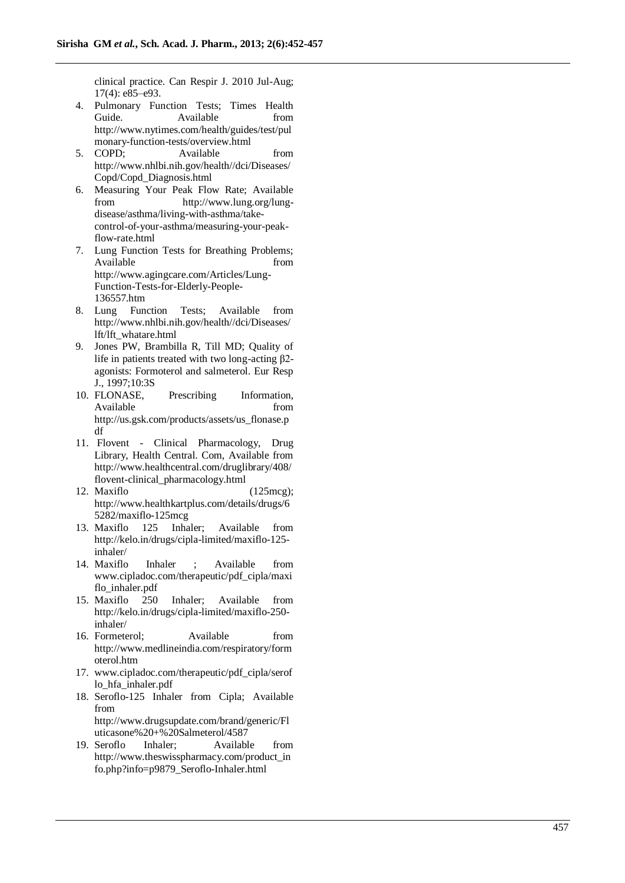clinical practice. Can Respir J. 2010 Jul-Aug; 17(4): e85–e93.

4. Pulmonary Function Tests; Times Health Guide. Available from http://www.nytimes.com/health/guides/test/pulmonary-function-tests/overview.html
5. COPD; Available from http://www.nhlbi.nih.gov/health//dci/Diseases/Copd/Copd_Diagnosis.html
6. Measuring Your Peak Flow Rate; Available from http://www.lung.org/lung-disease/asthma/living-with-asthma/take-control-of-your-asthma/measuring-your-peak-flow-rate.html
7. Lung Function Tests for Breathing Problems; Available from http://www.agingcare.com/Articles/Lung-Function-Tests-for-Elderly-People-136557.htm
8. Lung Function Tests; Available from http://www.nhlbi.nih.gov/health//dci/Diseases/lft/lft_whatare.html
9. Jones PW, Brambilla R, Till MD; Quality of life in patients treated with two long-acting β2-agonists: Formoterol and salmeterol. Eur Resp J., 1997;10:3S
10. FLONASE, Prescribing Information, Available from http://us.gsk.com/products/assets/us_flonase.pdf
11. Flovent - Clinical Pharmacology, Drug Library, Health Central. Com, Available from http://www.healthcentral.com/druglibrary/408/flovent-clinical_pharmacology.html
12. Maxiflo (125mcg); http://www.healthkartplus.com/details/drugs/65282/maxiflo-125mcg
13. Maxiflo 125 Inhaler; Available from http://kelo.in/drugs/cipla-limited/maxiflo-125-inhaler/
14. Maxiflo Inhaler ; Available from www.cipladoc.com/therapeutic/pdf_cipla/maxiflo_inhaler.pdf
15. Maxiflo 250 Inhaler; Available from http://kelo.in/drugs/cipla-limited/maxiflo-250-inhaler/
16. Formeterol; Available from http://www.medlineindia.com/respiratory/formoterol.htm
17. www.cipladoc.com/therapeutic/pdf_cipla/seroflo_hfa_inhaler.pdf
18. Seroflo-125 Inhaler from Cipla; Available from http://www.drugsupdate.com/brand/generic/Fluticasone%20+%20Salmeterol/4587
19. Seroflo Inhaler; Available from http://www.theswisspharmacy.com/product_info.php?info=p9879_Seroflo-Inhaler.html